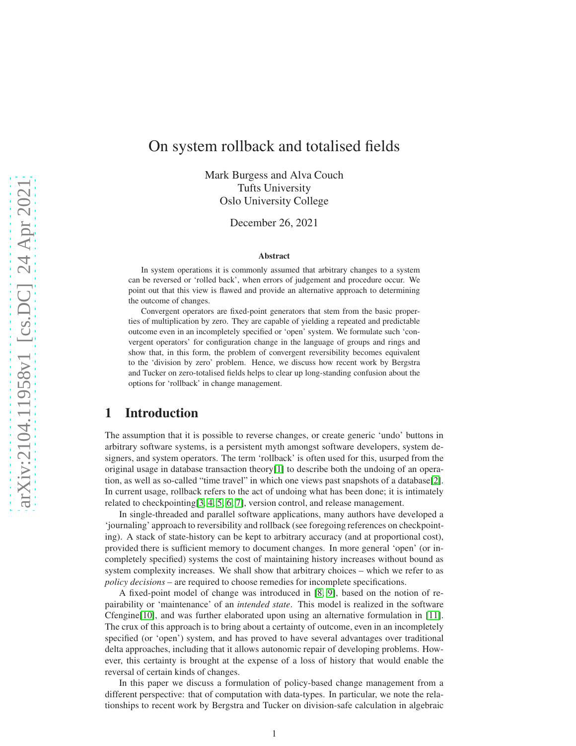# On system rollback and totalised fields

Mark Burgess and Alva Couch
Tufts University
Oslo University College

December 26, 2021

### Abstract

In system operations it is commonly assumed that arbitrary changes to a system can be reversed or 'rolled back', when errors of judgement and procedure occur. We point out that this view is flawed and provide an alternative approach to determining the outcome of changes.

Convergent operators are fixed-point generators that stem from the basic properties of multiplication by zero. They are capable of yielding a repeated and predictable outcome even in an incompletely specified or 'open' system. We formulate such 'convergent operators' for configuration change in the language of groups and rings and show that, in this form, the problem of convergent reversibility becomes equivalent to the 'division by zero' problem. Hence, we discuss how recent work by Bergstra and Tucker on zero-totalised fields helps to clear up long-standing confusion about the options for 'rollback' in change management.

## 1 Introduction

The assumption that it is possible to reverse changes, or create generic 'undo' buttons in arbitrary software systems, is a persistent myth amongst software developers, system designers, and system operators. The term 'rollback' is often used for this, usurped from the original usage in database transaction theory[1] to describe both the undoing of an operation, as well as so-called "time travel" in which one views past snapshots of a database[2]. In current usage, rollback refers to the act of undoing what has been done; it is intimately related to checkpointing[3, 4, 5, 6, 7], version control, and release management.

In single-threaded and parallel software applications, many authors have developed a 'journaling' approach to reversibility and rollback (see foregoing references on checkpointing). A stack of state-history can be kept to arbitrary accuracy (and at proportional cost), provided there is sufficient memory to document changes. In more general 'open' (or incompletely specified) systems the cost of maintaining history increases without bound as system complexity increases. We shall show that arbitrary choices – which we refer to as *policy decisions* – are required to choose remedies for incomplete specifications.

A fixed-point model of change was introduced in [8, 9], based on the notion of repairability or 'maintenance' of an *intended state*. This model is realized in the software Cfengine[10], and was further elaborated upon using an alternative formulation in [11]. The crux of this approach is to bring about a certainty of outcome, even in an incompletely specified (or 'open') system, and has proved to have several advantages over traditional delta approaches, including that it allows autonomic repair of developing problems. However, this certainty is brought at the expense of a loss of history that would enable the reversal of certain kinds of changes.

In this paper we discuss a formulation of policy-based change management from a different perspective: that of computation with data-types. In particular, we note the relationships to recent work by Bergstra and Tucker on division-safe calculation in algebraic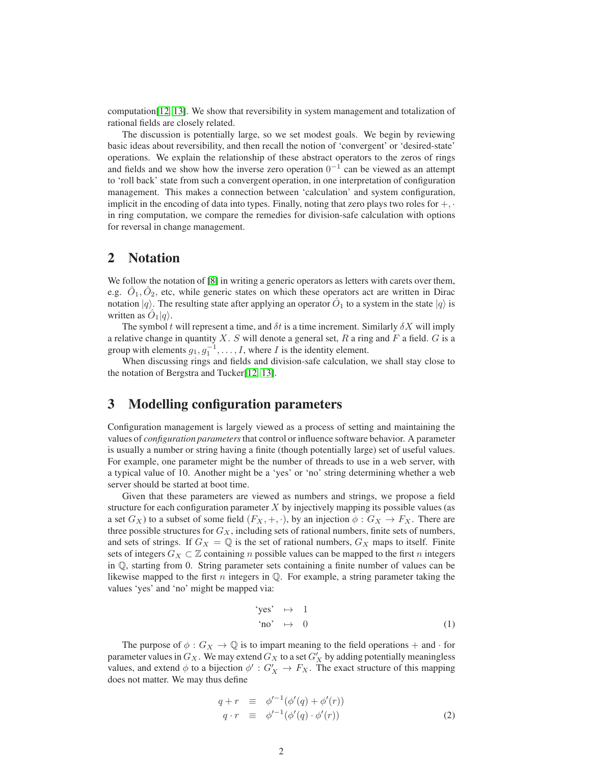computation[12, 13]. We show that reversibility in system management and totalization of rational fields are closely related.

The discussion is potentially large, so we set modest goals. We begin by reviewing basic ideas about reversibility, and then recall the notion of 'convergent' or 'desired-state' operations. We explain the relationship of these abstract operators to the zeros of rings and fields and we show how the inverse zero operation $0^{-1}$ can be viewed as an attempt to 'roll back' state from such a convergent operation, in one interpretation of configuration management. This makes a connection between 'calculation' and system configuration, implicit in the encoding of data into types. Finally, noting that zero plays two roles for $+, \cdot$ in ring computation, we compare the remedies for division-safe calculation with options for reversal in change management.

## 2 Notation

We follow the notation of [8] in writing a generic operators as letters with carets over them, e.g. $\hat{O}_1, \hat{O}_2$, etc, while generic states on which these operators act are written in Dirac notation $|q\rangle$. The resulting state after applying an operator $\hat{O}_1$ to a system in the state $|q\rangle$ is written as $\hat{O}_1|q\rangle$.

The symbol $t$ will represent a time, and $\delta t$ is a time increment. Similarly $\delta X$ will imply a relative change in quantity $X$. $S$ will denote a general set, $R$ a ring and $F$ a field. $G$ is a group with elements $g_1, g_1^{-1}, \ldots, I$, where $I$ is the identity element.

When discussing rings and fields and division-safe calculation, we shall stay close to the notation of Bergstra and Tucker[12, 13].

## 3 Modelling configuration parameters

Configuration management is largely viewed as a process of setting and maintaining the values of *configuration parameters* that control or influence software behavior. A parameter is usually a number or string having a finite (though potentially large) set of useful values. For example, one parameter might be the number of threads to use in a web server, with a typical value of 10. Another might be a 'yes' or 'no' string determining whether a web server should be started at boot time.

Given that these parameters are viewed as numbers and strings, we propose a field structure for each configuration parameter $X$ by injectively mapping its possible values (as a set $G_X$) to a subset of some field $(F_X, +, \cdot)$, by an injection $\phi : G_X \to F_X$. There are three possible structures for $G_X$, including sets of rational numbers, finite sets of numbers, and sets of strings. If $G_X = \mathbb{Q}$ is the set of rational numbers, $G_X$ maps to itself. Finite sets of integers $G_X \subset \mathbb{Z}$ containing $n$ possible values can be mapped to the first $n$ integers in $\mathbb{Q}$, starting from 0. String parameter sets containing a finite number of values can be likewise mapped to the first $n$ integers in $\mathbb{Q}$. For example, a string parameter taking the values 'yes' and 'no' might be mapped via:

$$
\begin{aligned}
\text{`yes'} &\mapsto 1 \\
\text{`no'} &\mapsto 0
\end{aligned}
\tag{1}
$$

The purpose of $\phi : G_X \to \mathbb{Q}$ is to impart meaning to the field operations $+$ and $\cdot$ for parameter values in $G_X$. We may extend $G_X$ to a set $G'_X$ by adding potentially meaningless values, and extend $\phi$ to a bijection $\phi' : G'_X \to F_X$. The exact structure of this mapping does not matter. We may thus define

$$
\begin{aligned}
q + r &\equiv \phi'^{-1}(\phi'(q) + \phi'(r)) \\
q \cdot r &\equiv \phi'^{-1}(\phi'(q) \cdot \phi'(r))
\end{aligned}
\tag{2}
$$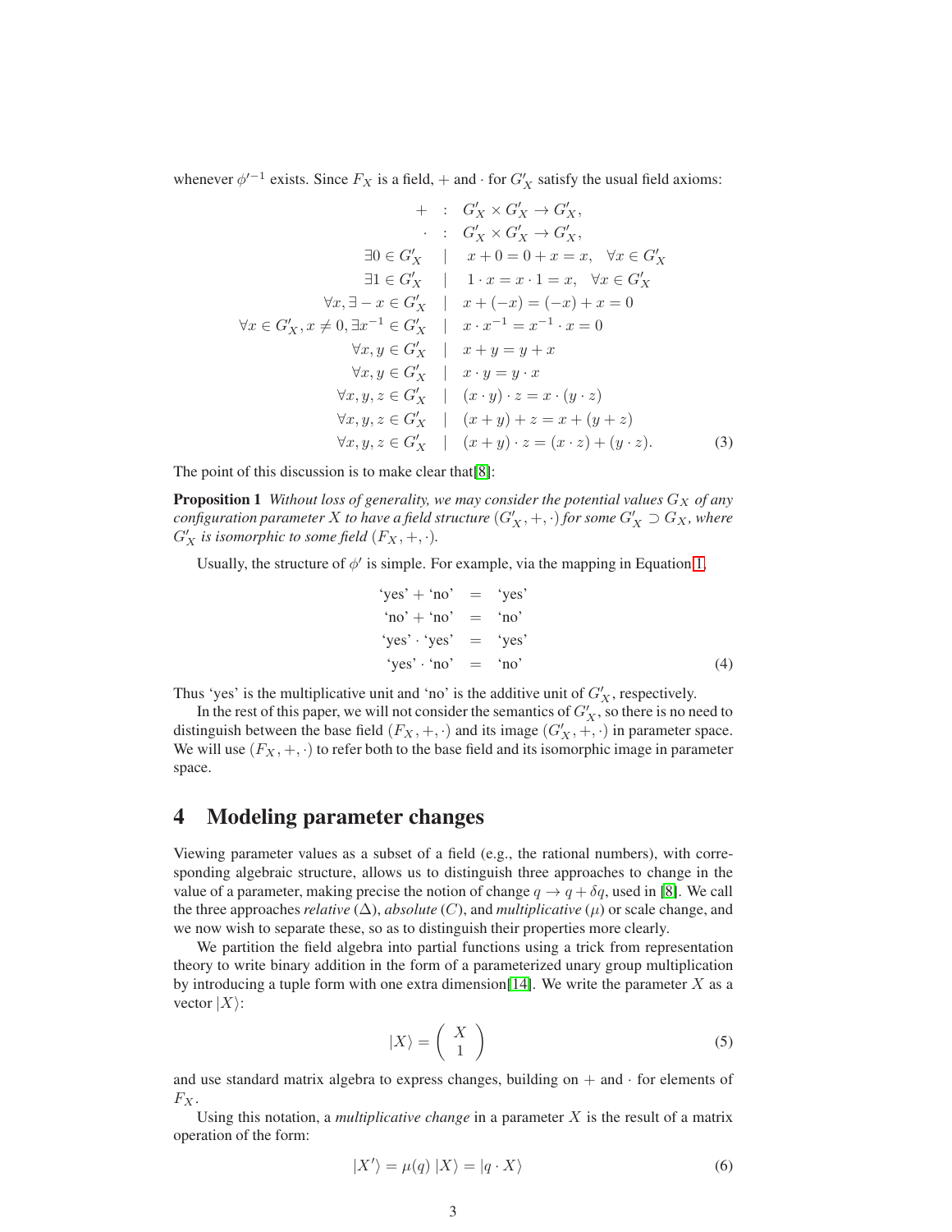whenever $\phi'^{-1}$ exists. Since $F_X$ is a field, $+$ and $\cdot$ for $G'_X$ satisfy the usual field axioms:

$$
\begin{array}{rcl}
+ & : & G'_X \times G'_X \to G'_X, \\
\cdot & : & G'_X \times G'_X \to G'_X, \\
\exists 0 \in G'_X & | & x + 0 = 0 + x = x, \quad \forall x \in G'_X \\
\exists 1 \in G'_X & | & 1 \cdot x = x \cdot 1 = x, \quad \forall x \in G'_X \\
\forall x, \exists -x \in G'_X & | & x + (-x) = (-x) + x = 0 \\
\forall x \in G'_X, x \neq 0, \exists x^{-1} \in G'_X & | & x \cdot x^{-1} = x^{-1} \cdot x = 0 \\
\forall x, y \in G'_X & | & x + y = y + x \\
\forall x, y \in G'_X & | & x \cdot y = y \cdot x \\
\forall x, y, z \in G'_X & | & (x \cdot y) \cdot z = x \cdot (y \cdot z) \\
\forall x, y, z \in G'_X & | & (x + y) + z = x + (y + z) \\
\forall x, y, z \in G'_X & | & (x + y) \cdot z = (x \cdot z) + (y \cdot z).
\end{array} \tag{3}
$$

The point of this discussion is to make clear that[8]:

**Proposition 1** *Without loss of generality, we may consider the potential values $G_X$ of any configuration parameter $X$ to have a field structure $(G'_X, +, \cdot)$ for some $G'_X \supset G_X$, where $G'_X$ is isomorphic to some field $(F_X, +, \cdot)$.*

Usually, the structure of $\phi'$ is simple. For example, via the mapping in Equation 1,

$$
\begin{array}{rcl}
\text{'yes'} + \text{'no'} & = & \text{'yes'} \\
\text{'no'} + \text{'no'} & = & \text{'no'} \\
\text{'yes'} \cdot \text{'yes'} & = & \text{'yes'} \\
\text{'yes'} \cdot \text{'no'} & = & \text{'no'}
\end{array} \tag{4}
$$

Thus 'yes' is the multiplicative unit and 'no' is the additive unit of $G'_X$, respectively.

In the rest of this paper, we will not consider the semantics of $G'_X$, so there is no need to distinguish between the base field $(F_X, +, \cdot)$ and its image $(G'_X, +, \cdot)$ in parameter space. We will use $(F_X, +, \cdot)$ to refer both to the base field and its isomorphic image in parameter space.

# 4 Modeling parameter changes

Viewing parameter values as a subset of a field (e.g., the rational numbers), with corresponding algebraic structure, allows us to distinguish three approaches to change in the value of a parameter, making precise the notion of change $q \to q + \delta q$, used in [8]. We call the three approaches *relative* ($\Delta$), *absolute* ($C$), and *multiplicative* ($\mu$) or scale change, and we now wish to separate these, so as to distinguish their properties more clearly.

We partition the field algebra into partial functions using a trick from representation theory to write binary addition in the form of a parameterized unary group multiplication by introducing a tuple form with one extra dimension[14]. We write the parameter $X$ as a vector $|X\rangle$:

$$
|X\rangle = \begin{pmatrix} X \\ 1 \end{pmatrix} \tag{5}
$$

and use standard matrix algebra to express changes, building on $+$ and $\cdot$ for elements of $F_X$.

Using this notation, a *multiplicative change* in a parameter $X$ is the result of a matrix operation of the form:

$$
|X'\rangle = \mu(q)\ |X\rangle = |q \cdot X\rangle \tag{6}
$$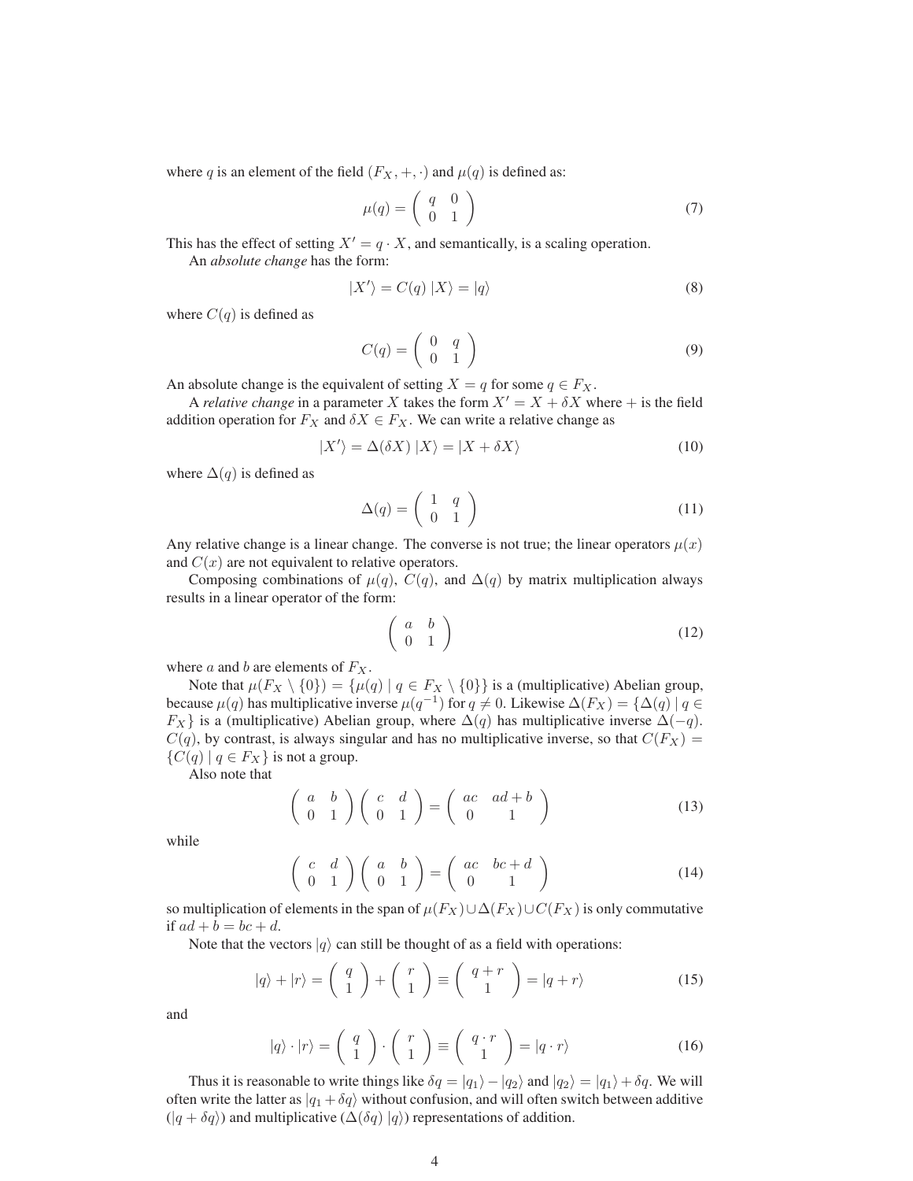where $q$ is an element of the field $(F_X, +, \cdot)$ and $\mu(q)$ is defined as:

$$\mu(q) = \begin{pmatrix} q & 0 \\ 0 & 1 \end{pmatrix} \tag{7}$$

This has the effect of setting $X' = q \cdot X$, and semantically, is a scaling operation.

An *absolute change* has the form:

$$|X'\rangle = C(q)\,|X\rangle = |q\rangle \tag{8}$$

where $C(q)$ is defined as

$$C(q) = \begin{pmatrix} 0 & q \\ 0 & 1 \end{pmatrix} \tag{9}$$

An absolute change is the equivalent of setting $X = q$ for some $q \in F_X$.

A *relative change* in a parameter $X$ takes the form $X' = X + \delta X$ where $+$ is the field addition operation for $F_X$ and $\delta X \in F_X$. We can write a relative change as

$$|X'\rangle = \Delta(\delta X)\,|X\rangle = |X + \delta X\rangle \tag{10}$$

where $\Delta(q)$ is defined as

$$\Delta(q) = \begin{pmatrix} 1 & q \\ 0 & 1 \end{pmatrix} \tag{11}$$

Any relative change is a linear change. The converse is not true; the linear operators $\mu(x)$ and $C(x)$ are not equivalent to relative operators.

Composing combinations of $\mu(q)$, $C(q)$, and $\Delta(q)$ by matrix multiplication always results in a linear operator of the form:

$$\begin{pmatrix} a & b \\ 0 & 1 \end{pmatrix} \tag{12}$$

where $a$ and $b$ are elements of $F_X$.

Note that $\mu(F_X \setminus \{0\}) = \{\mu(q) \mid q \in F_X \setminus \{0\}\}$ is a (multiplicative) Abelian group, because $\mu(q)$ has multiplicative inverse $\mu(q^{-1})$ for $q \neq 0$. Likewise $\Delta(F_X) = \{\Delta(q) \mid q \in F_X\}$ is a (multiplicative) Abelian group, where $\Delta(q)$ has multiplicative inverse $\Delta(-q)$. $C(q)$, by contrast, is always singular and has no multiplicative inverse, so that $C(F_X) = \{C(q) \mid q \in F_X\}$ is not a group.

Also note that

$$\begin{pmatrix} a & b \\ 0 & 1 \end{pmatrix}\begin{pmatrix} c & d \\ 0 & 1 \end{pmatrix} = \begin{pmatrix} ac & ad + b \\ 0 & 1 \end{pmatrix} \tag{13}$$

while

$$\begin{pmatrix} c & d \\ 0 & 1 \end{pmatrix}\begin{pmatrix} a & b \\ 0 & 1 \end{pmatrix} = \begin{pmatrix} ac & bc + d \\ 0 & 1 \end{pmatrix} \tag{14}$$

so multiplication of elements in the span of $\mu(F_X) \cup \Delta(F_X) \cup C(F_X)$ is only commutative if $ad + b = bc + d$.

Note that the vectors $|q\rangle$ can still be thought of as a field with operations:

$$|q\rangle + |r\rangle = \begin{pmatrix} q \\ 1 \end{pmatrix} + \begin{pmatrix} r \\ 1 \end{pmatrix} \equiv \begin{pmatrix} q + r \\ 1 \end{pmatrix} = |q + r\rangle \tag{15}$$

and

$$|q\rangle \cdot |r\rangle = \begin{pmatrix} q \\ 1 \end{pmatrix} \cdot \begin{pmatrix} r \\ 1 \end{pmatrix} \equiv \begin{pmatrix} q \cdot r \\ 1 \end{pmatrix} = |q \cdot r\rangle \tag{16}$$

Thus it is reasonable to write things like $\delta q = |q_1\rangle - |q_2\rangle$ and $|q_2\rangle = |q_1\rangle + \delta q$. We will often write the latter as $|q_1 + \delta q\rangle$ without confusion, and will often switch between additive ($|q + \delta q\rangle$) and multiplicative ($\Delta(\delta q)\,|q\rangle$) representations of addition.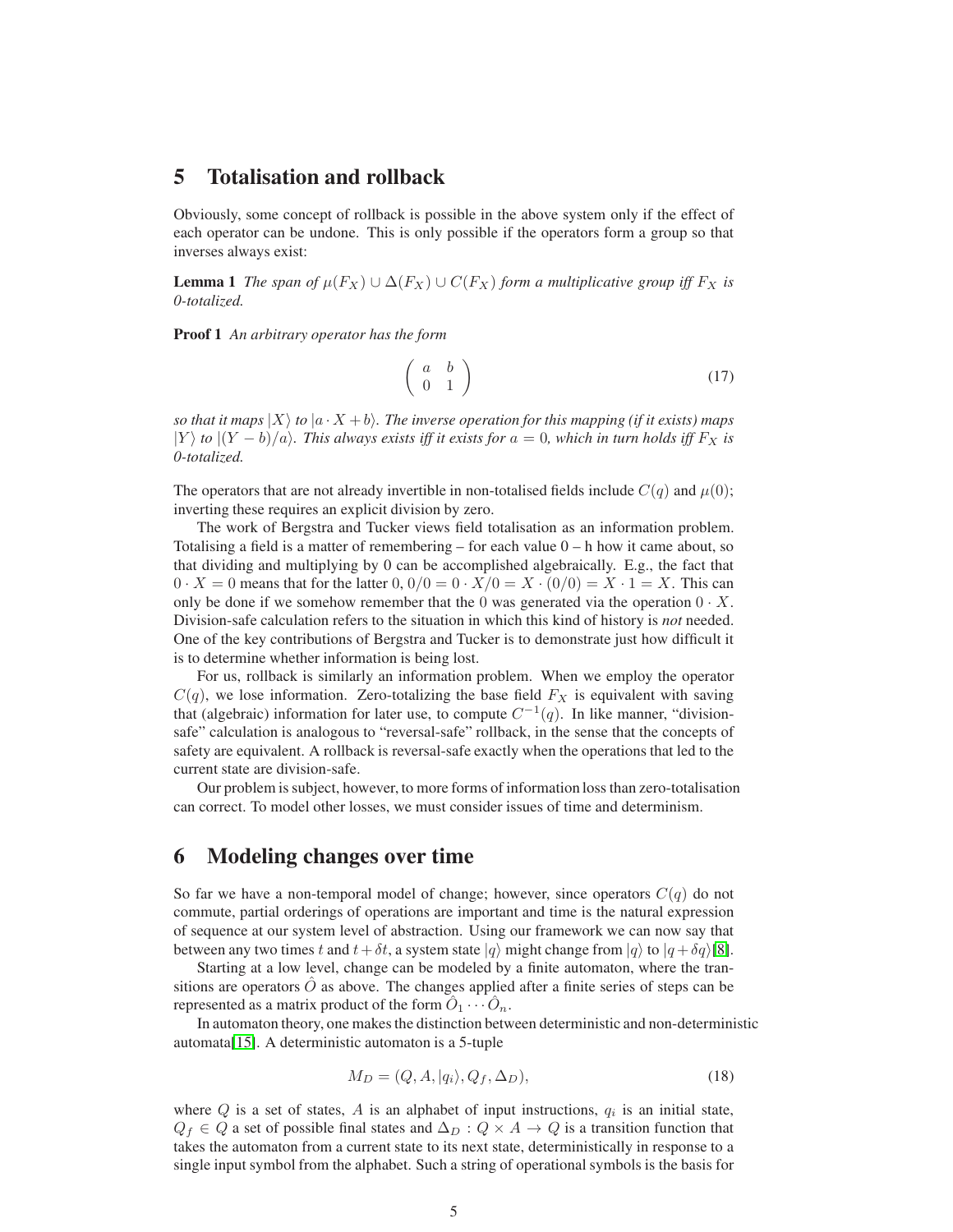## 5 Totalisation and rollback

Obviously, some concept of rollback is possible in the above system only if the effect of each operator can be undone. This is only possible if the operators form a group so that inverses always exist:

**Lemma 1** *The span of $\mu(F_X) \cup \Delta(F_X) \cup C(F_X)$ form a multiplicative group iff $F_X$ is 0-totalized.*

**Proof 1** *An arbitrary operator has the form*

$$\begin{pmatrix} a & b \\ 0 & 1 \end{pmatrix} \tag{17}$$

*so that it maps $|X\rangle$ to $|a \cdot X + b\rangle$. The inverse operation for this mapping (if it exists) maps $|Y\rangle$ to $|(Y - b)/a\rangle$. This always exists iff it exists for $a = 0$, which in turn holds iff $F_X$ is 0-totalized.*

The operators that are not already invertible in non-totalised fields include $C(q)$ and $\mu(0)$; inverting these requires an explicit division by zero.

The work of Bergstra and Tucker views field totalisation as an information problem. Totalising a field is a matter of remembering – for each value 0 – h how it came about, so that dividing and multiplying by 0 can be accomplished algebraically. E.g., the fact that $0 \cdot X = 0$ means that for the latter 0, $0/0 = 0 \cdot X/0 = X \cdot (0/0) = X \cdot 1 = X$. This can only be done if we somehow remember that the 0 was generated via the operation $0 \cdot X$. Division-safe calculation refers to the situation in which this kind of history is *not* needed. One of the key contributions of Bergstra and Tucker is to demonstrate just how difficult it is to determine whether information is being lost.

For us, rollback is similarly an information problem. When we employ the operator $C(q)$, we lose information. Zero-totalizing the base field $F_X$ is equivalent with saving that (algebraic) information for later use, to compute $C^{-1}(q)$. In like manner, "division-safe" calculation is analogous to "reversal-safe" rollback, in the sense that the concepts of safety are equivalent. A rollback is reversal-safe exactly when the operations that led to the current state are division-safe.

Our problem is subject, however, to more forms of information loss than zero-totalisation can correct. To model other losses, we must consider issues of time and determinism.

## 6 Modeling changes over time

So far we have a non-temporal model of change; however, since operators $C(q)$ do not commute, partial orderings of operations are important and time is the natural expression of sequence at our system level of abstraction. Using our framework we can now say that between any two times $t$ and $t + \delta t$, a system state $|q\rangle$ might change from $|q\rangle$ to $|q + \delta q\rangle$[8].

Starting at a low level, change can be modeled by a finite automaton, where the transitions are operators $\hat{O}$ as above. The changes applied after a finite series of steps can be represented as a matrix product of the form $\hat{O}_1 \cdots \hat{O}_n$.

In automaton theory, one makes the distinction between deterministic and non-deterministic automata[15]. A deterministic automaton is a 5-tuple

$$M_D = (Q, A, |q_i\rangle, Q_f, \Delta_D), \tag{18}$$

where $Q$ is a set of states, $A$ is an alphabet of input instructions, $q_i$ is an initial state, $Q_f \in Q$ a set of possible final states and $\Delta_D : Q \times A \rightarrow Q$ is a transition function that takes the automaton from a current state to its next state, deterministically in response to a single input symbol from the alphabet. Such a string of operational symbols is the basis for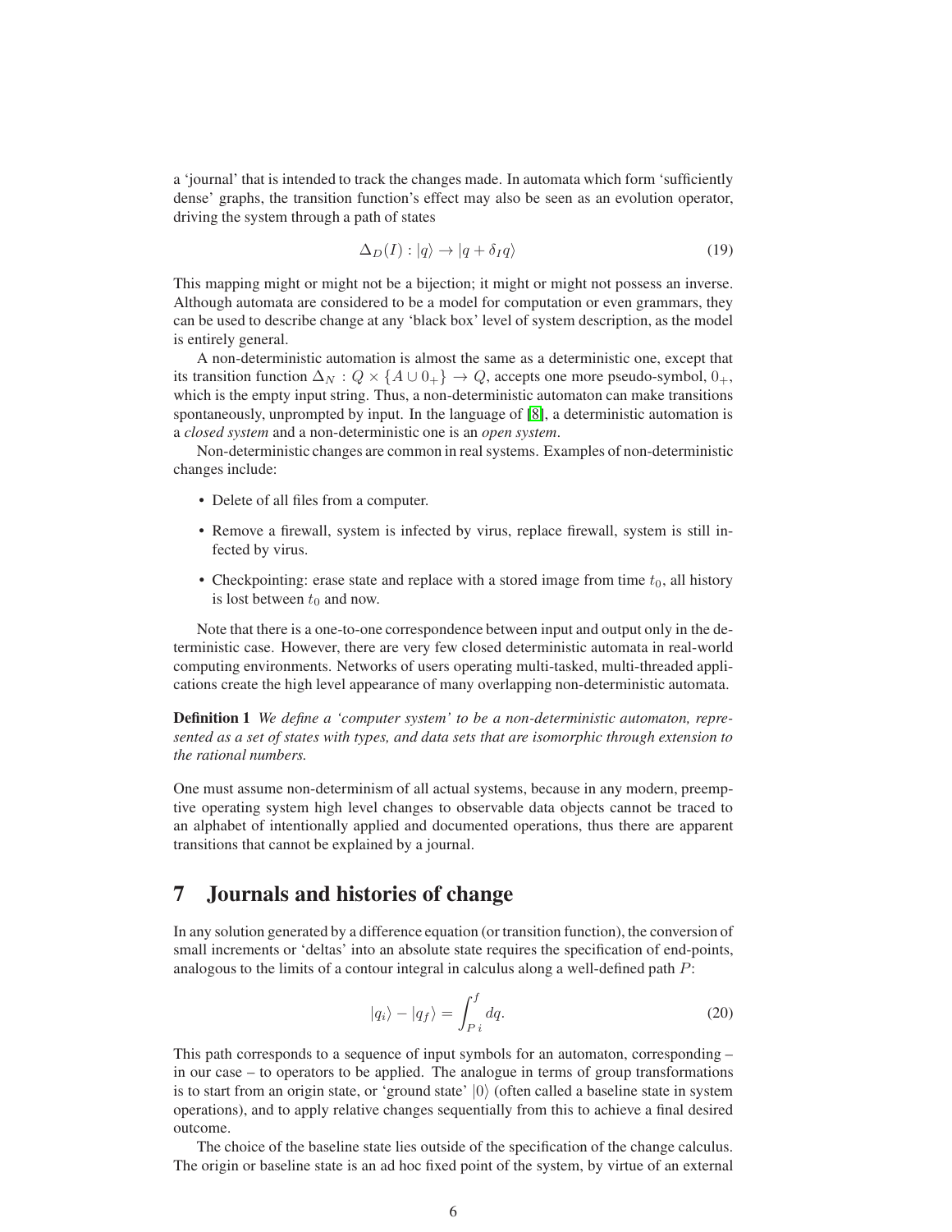a 'journal' that is intended to track the changes made. In automata which form 'sufficiently dense' graphs, the transition function's effect may also be seen as an evolution operator, driving the system through a path of states

$$\Delta_D(I) : |q\rangle \to |q + \delta_I q\rangle \tag{19}$$

This mapping might or might not be a bijection; it might or might not possess an inverse. Although automata are considered to be a model for computation or even grammars, they can be used to describe change at any 'black box' level of system description, as the model is entirely general.

A non-deterministic automation is almost the same as a deterministic one, except that its transition function $\Delta_N : Q \times \{A \cup 0_+\} \to Q$, accepts one more pseudo-symbol, $0_+$, which is the empty input string. Thus, a non-deterministic automaton can make transitions spontaneously, unprompted by input. In the language of [8], a deterministic automation is a *closed system* and a non-deterministic one is an *open system*.

Non-deterministic changes are common in real systems. Examples of non-deterministic changes include:

- Delete of all files from a computer.
- Remove a firewall, system is infected by virus, replace firewall, system is still infected by virus.
- Checkpointing: erase state and replace with a stored image from time $t_0$, all history is lost between $t_0$ and now.

Note that there is a one-to-one correspondence between input and output only in the deterministic case. However, there are very few closed deterministic automata in real-world computing environments. Networks of users operating multi-tasked, multi-threaded applications create the high level appearance of many overlapping non-deterministic automata.

**Definition 1** *We define a 'computer system' to be a non-deterministic automaton, represented as a set of states with types, and data sets that are isomorphic through extension to the rational numbers.*

One must assume non-determinism of all actual systems, because in any modern, preemptive operating system high level changes to observable data objects cannot be traced to an alphabet of intentionally applied and documented operations, thus there are apparent transitions that cannot be explained by a journal.

# 7 Journals and histories of change

In any solution generated by a difference equation (or transition function), the conversion of small increments or 'deltas' into an absolute state requires the specification of end-points, analogous to the limits of a contour integral in calculus along a well-defined path $P$:

$$|q_i\rangle - |q_f\rangle = \int_{P\,i}^{f} dq. \tag{20}$$

This path corresponds to a sequence of input symbols for an automaton, corresponding – in our case – to operators to be applied. The analogue in terms of group transformations is to start from an origin state, or 'ground state' $|0\rangle$ (often called a baseline state in system operations), and to apply relative changes sequentially from this to achieve a final desired outcome.

The choice of the baseline state lies outside of the specification of the change calculus. The origin or baseline state is an ad hoc fixed point of the system, by virtue of an external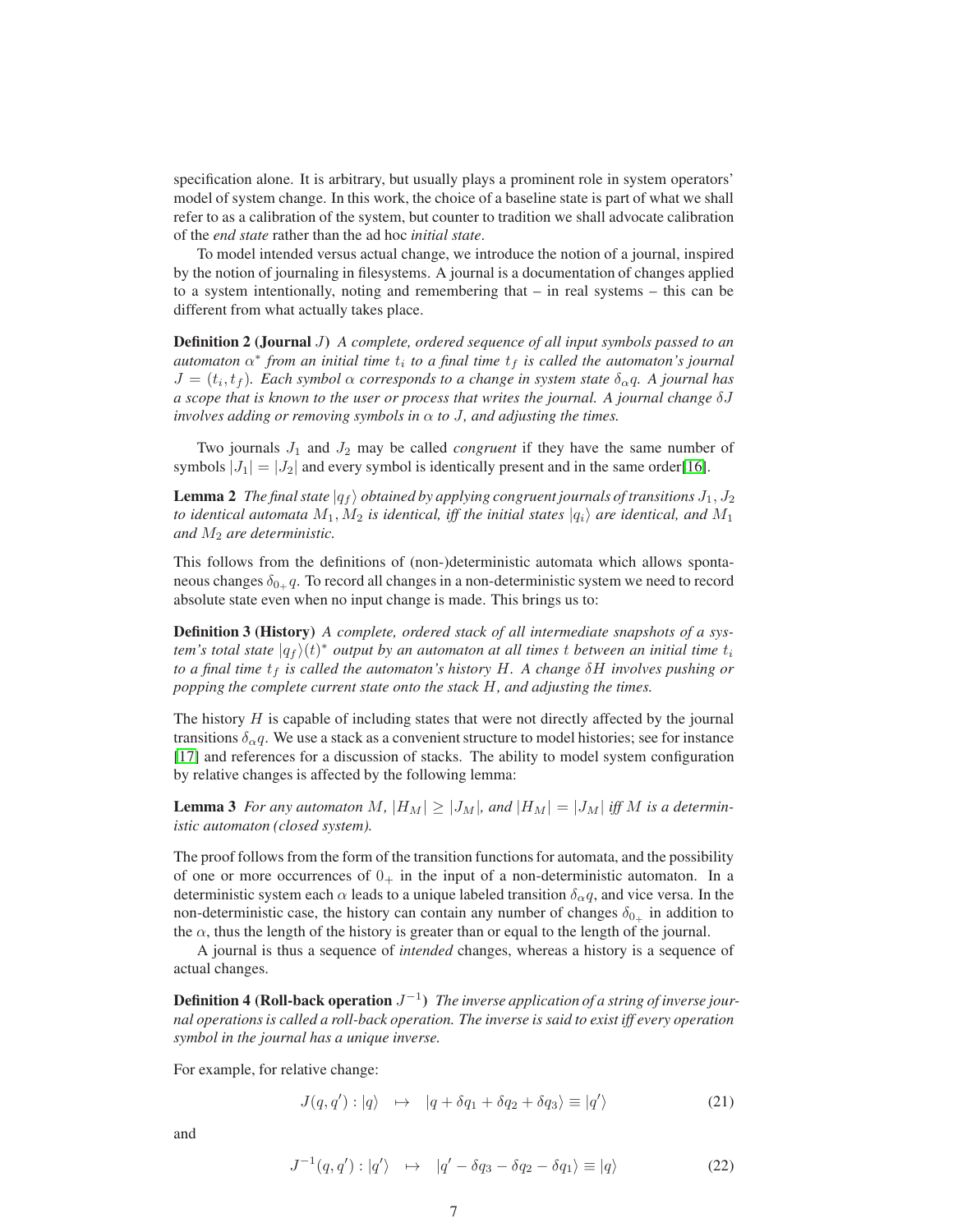specification alone. It is arbitrary, but usually plays a prominent role in system operators' model of system change. In this work, the choice of a baseline state is part of what we shall refer to as a calibration of the system, but counter to tradition we shall advocate calibration of the *end state* rather than the ad hoc *initial state*.

To model intended versus actual change, we introduce the notion of a journal, inspired by the notion of journaling in filesystems. A journal is a documentation of changes applied to a system intentionally, noting and remembering that – in real systems – this can be different from what actually takes place.

**Definition 2 (Journal $J$)** *A complete, ordered sequence of all input symbols passed to an automaton $\alpha^*$ from an initial time $t_i$ to a final time $t_f$ is called the automaton's journal $J = (t_i, t_f)$. Each symbol $\alpha$ corresponds to a change in system state $\delta_\alpha q$. A journal has a scope that is known to the user or process that writes the journal. A journal change $\delta J$ involves adding or removing symbols in $\alpha$ to $J$, and adjusting the times.*

Two journals $J_1$ and $J_2$ may be called *congruent* if they have the same number of symbols $|J_1| = |J_2|$ and every symbol is identically present and in the same order[16].

**Lemma 2** *The final state $|q_f\rangle$ obtained by applying congruent journals of transitions $J_1, J_2$ to identical automata $M_1, M_2$ is identical, iff the initial states $|q_i\rangle$ are identical, and $M_1$ and $M_2$ are deterministic.*

This follows from the definitions of (non-)deterministic automata which allows spontaneous changes $\delta_{0_+} q$. To record all changes in a non-deterministic system we need to record absolute state even when no input change is made. This brings us to:

**Definition 3 (History)** *A complete, ordered stack of all intermediate snapshots of a system's total state $|q_f\rangle(t)^*$ output by an automaton at all times $t$ between an initial time $t_i$ to a final time $t_f$ is called the automaton's history $H$. A change $\delta H$ involves pushing or popping the complete current state onto the stack $H$, and adjusting the times.*

The history $H$ is capable of including states that were not directly affected by the journal transitions $\delta_\alpha q$. We use a stack as a convenient structure to model histories; see for instance [17] and references for a discussion of stacks. The ability to model system configuration by relative changes is affected by the following lemma:

**Lemma 3** *For any automaton $M$, $|H_M| \geq |J_M|$, and $|H_M| = |J_M|$ iff $M$ is a deterministic automaton (closed system).*

The proof follows from the form of the transition functions for automata, and the possibility of one or more occurrences of $0_+$ in the input of a non-deterministic automaton. In a deterministic system each $\alpha$ leads to a unique labeled transition $\delta_\alpha q$, and vice versa. In the non-deterministic case, the history can contain any number of changes $\delta_{0_+}$ in addition to the $\alpha$, thus the length of the history is greater than or equal to the length of the journal.

A journal is thus a sequence of *intended* changes, whereas a history is a sequence of actual changes.

**Definition 4 (Roll-back operation $J^{-1}$)** *The inverse application of a string of inverse journal operations is called a roll-back operation. The inverse is said to exist iff every operation symbol in the journal has a unique inverse.*

For example, for relative change:

$$J(q, q') : |q\rangle \quad \mapsto \quad |q + \delta q_1 + \delta q_2 + \delta q_3\rangle \equiv |q'\rangle \tag{21}$$

and

$$J^{-1}(q, q') : |q'\rangle \quad \mapsto \quad |q' - \delta q_3 - \delta q_2 - \delta q_1\rangle \equiv |q\rangle \tag{22}$$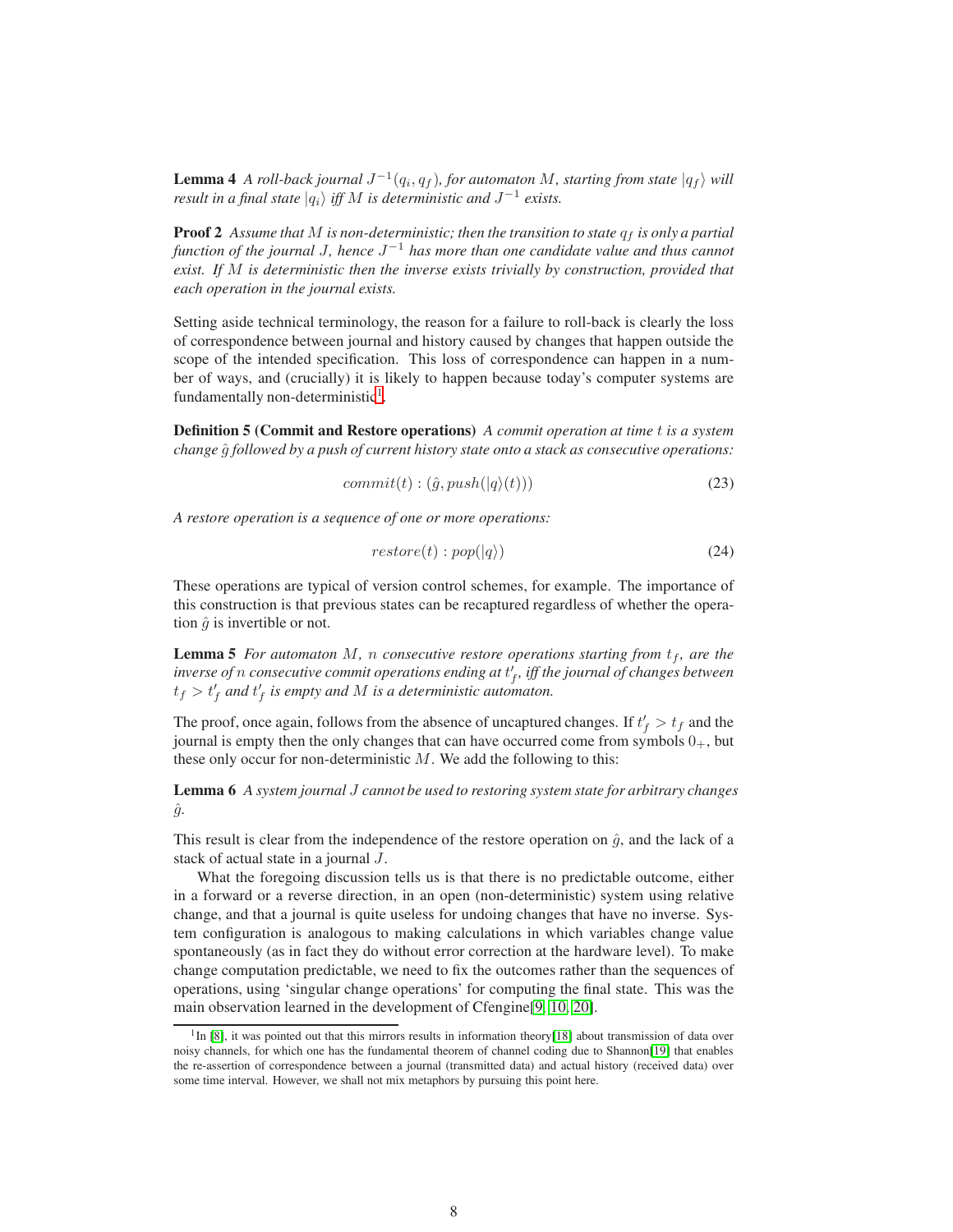**Lemma 4** *A roll-back journal $J^{-1}(q_i, q_f)$, for automaton $M$, starting from state $|q_f\rangle$ will result in a final state $|q_i\rangle$ iff $M$ is deterministic and $J^{-1}$ exists.*

**Proof 2** *Assume that $M$ is non-deterministic; then the transition to state $q_f$ is only a partial function of the journal $J$, hence $J^{-1}$ has more than one candidate value and thus cannot exist. If $M$ is deterministic then the inverse exists trivially by construction, provided that each operation in the journal exists.*

Setting aside technical terminology, the reason for a failure to roll-back is clearly the loss of correspondence between journal and history caused by changes that happen outside the scope of the intended specification. This loss of correspondence can happen in a number of ways, and (crucially) it is likely to happen because today's computer systems are fundamentally non-deterministic[1].

**Definition 5 (Commit and Restore operations)** *A commit operation at time $t$ is a system change $\hat{g}$ followed by a push of current history state onto a stack as consecutive operations:*

$$commit(t) : (\hat{g}, push(|q\rangle(t))) \tag{23}$$

*A restore operation is a sequence of one or more operations:*

$$restore(t) : pop(|q\rangle) \tag{24}$$

These operations are typical of version control schemes, for example. The importance of this construction is that previous states can be recaptured regardless of whether the operation $\hat{g}$ is invertible or not.

**Lemma 5** *For automaton $M$, $n$ consecutive restore operations starting from $t_f$, are the inverse of $n$ consecutive commit operations ending at $t'_f$, iff the journal of changes between $t_f > t'_f$ and $t'_f$ is empty and $M$ is a deterministic automaton.*

The proof, once again, follows from the absence of uncaptured changes. If $t'_f > t_f$ and the journal is empty then the only changes that can have occurred come from symbols $0_+$, but these only occur for non-deterministic $M$. We add the following to this:

**Lemma 6** *A system journal $J$ cannot be used to restoring system state for arbitrary changes $\hat{g}$.*

This result is clear from the independence of the restore operation on $\hat{g}$, and the lack of a stack of actual state in a journal $J$.

What the foregoing discussion tells us is that there is no predictable outcome, either in a forward or a reverse direction, in an open (non-deterministic) system using relative change, and that a journal is quite useless for undoing changes that have no inverse. System configuration is analogous to making calculations in which variables change value spontaneously (as in fact they do without error correction at the hardware level). To make change computation predictable, we need to fix the outcomes rather than the sequences of operations, using 'singular change operations' for computing the final state. This was the main observation learned in the development of Cfengine[9, 10, 20].

[1] In [8], it was pointed out that this mirrors results in information theory[18] about transmission of data over noisy channels, for which one has the fundamental theorem of channel coding due to Shannon[19] that enables the re-assertion of correspondence between a journal (transmitted data) and actual history (received data) over some time interval. However, we shall not mix metaphors by pursuing this point here.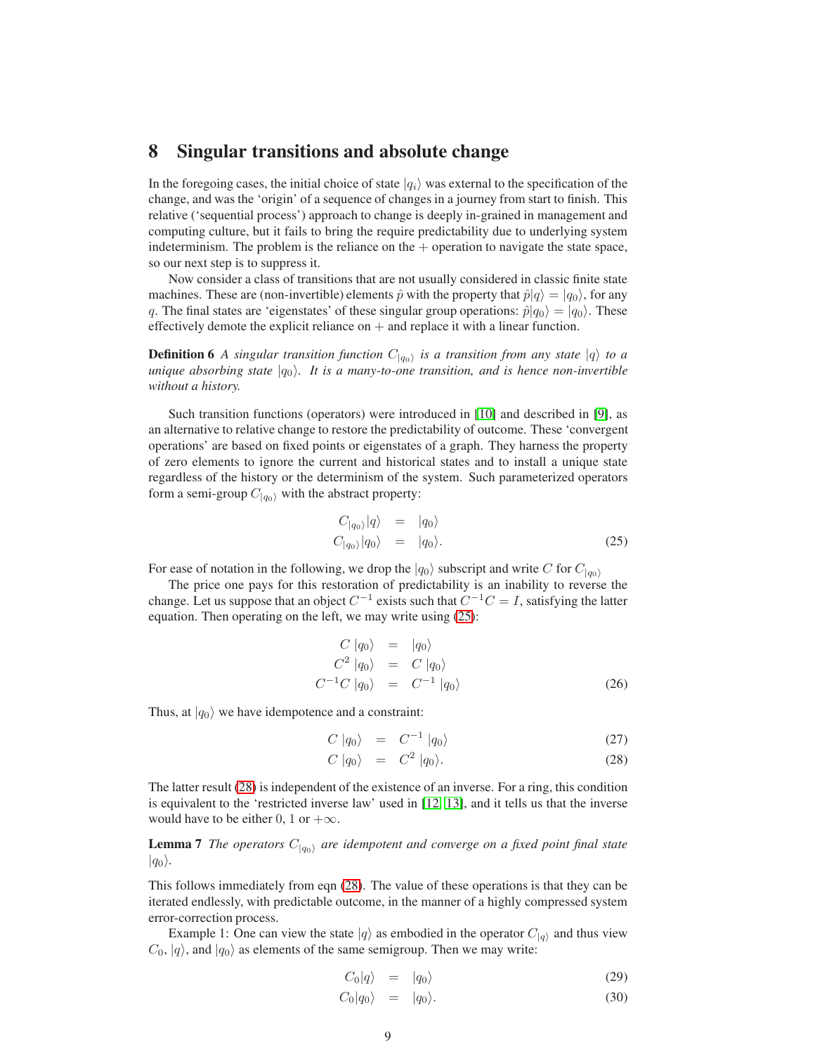## 8 Singular transitions and absolute change

In the foregoing cases, the initial choice of state $|q_i\rangle$ was external to the specification of the change, and was the 'origin' of a sequence of changes in a journey from start to finish. This relative ('sequential process') approach to change is deeply in-grained in management and computing culture, but it fails to bring the require predictability due to underlying system indeterminism. The problem is the reliance on the $+$ operation to navigate the state space, so our next step is to suppress it.

Now consider a class of transitions that are not usually considered in classic finite state machines. These are (non-invertible) elements $\hat{p}$ with the property that $\hat{p}|q\rangle = |q_0\rangle$, for any $q$. The final states are 'eigenstates' of these singular group operations: $\hat{p}|q_0\rangle = |q_0\rangle$. These effectively demote the explicit reliance on $+$ and replace it with a linear function.

**Definition 6** *A singular transition function $C_{|q_0\rangle}$ is a transition from any state $|q\rangle$ to a unique absorbing state $|q_0\rangle$. It is a many-to-one transition, and is hence non-invertible without a history.*

Such transition functions (operators) were introduced in [10] and described in [9], as an alternative to relative change to restore the predictability of outcome. These 'convergent operations' are based on fixed points or eigenstates of a graph. They harness the property of zero elements to ignore the current and historical states and to install a unique state regardless of the history or the determinism of the system. Such parameterized operators form a semi-group $C_{|q_0\rangle}$ with the abstract property:

$$
\begin{aligned}
C_{|q_0\rangle}|q\rangle &= |q_0\rangle \\
C_{|q_0\rangle}|q_0\rangle &= |q_0\rangle. 
\end{aligned}
\tag{25}
$$

For ease of notation in the following, we drop the $|q_0\rangle$ subscript and write $C$ for $C_{|q_0\rangle}$

The price one pays for this restoration of predictability is an inability to reverse the change. Let us suppose that an object $C^{-1}$ exists such that $C^{-1}C = I$, satisfying the latter equation. Then operating on the left, we may write using (25):

$$
\begin{aligned}
C\,|q_0\rangle &= |q_0\rangle \\
C^2\,|q_0\rangle &= C\,|q_0\rangle \\
C^{-1}C\,|q_0\rangle &= C^{-1}\,|q_0\rangle
\end{aligned}
\tag{26}
$$

Thus, at $|q_0\rangle$ we have idempotence and a constraint:

$$
C\,|q_0\rangle = C^{-1}\,|q_0\rangle \tag{27}
$$

$$
C\,|q_0\rangle = C^2\,|q_0\rangle. \tag{28}
$$

The latter result (28) is independent of the existence of an inverse. For a ring, this condition is equivalent to the 'restricted inverse law' used in [12, 13], and it tells us that the inverse would have to be either 0, 1 or $+\infty$.

**Lemma 7** *The operators $C_{|q_0\rangle}$ are idempotent and converge on a fixed point final state $|q_0\rangle$.*

This follows immediately from eqn (28). The value of these operations is that they can be iterated endlessly, with predictable outcome, in the manner of a highly compressed system error-correction process.

Example 1: One can view the state $|q\rangle$ as embodied in the operator $C_{|q\rangle}$ and thus view $C_0$, $|q\rangle$, and $|q_0\rangle$ as elements of the same semigroup. Then we may write:

$$
C_0|q\rangle = |q_0\rangle \tag{29}
$$

$$
C_0|q_0\rangle = |q_0\rangle. \tag{30}
$$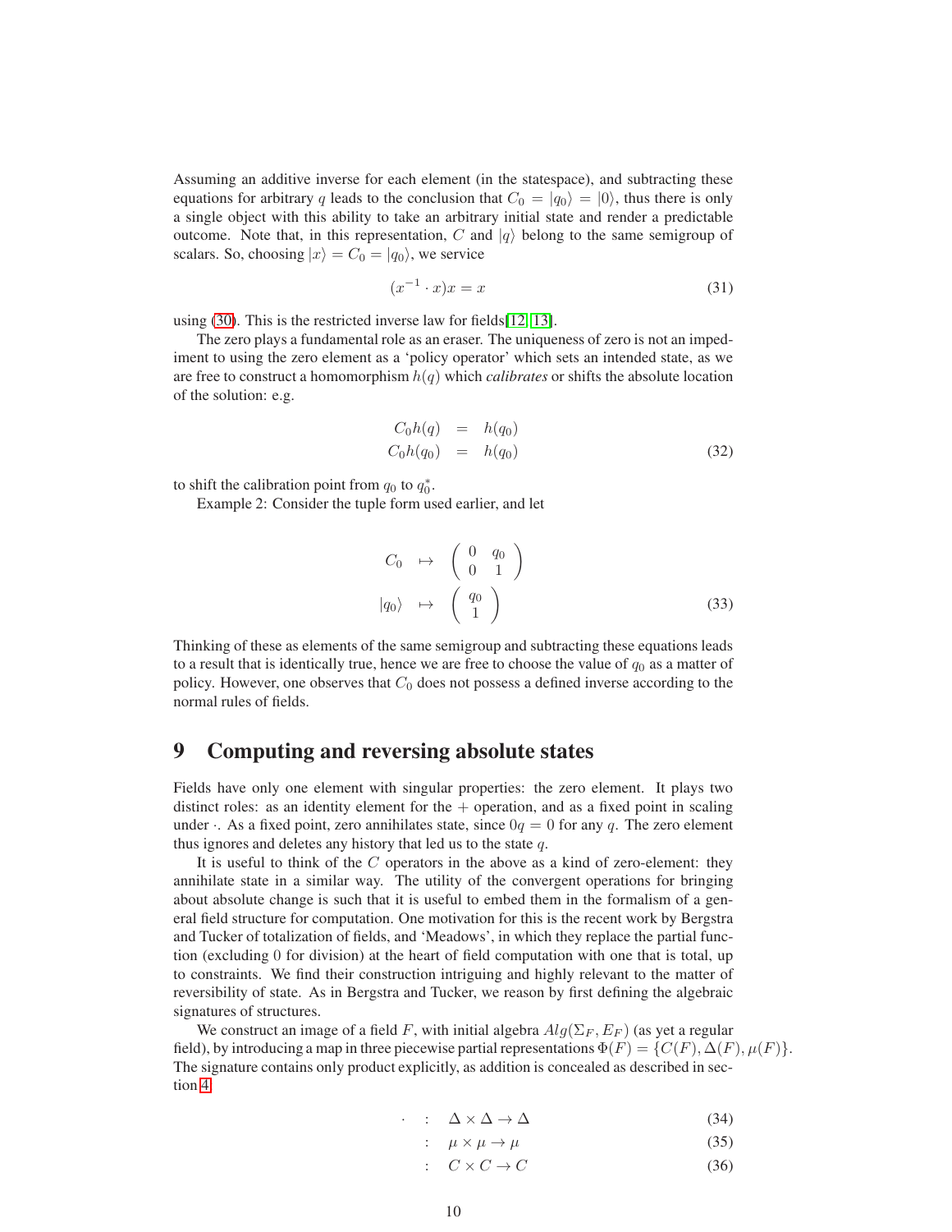Assuming an additive inverse for each element (in the statespace), and subtracting these equations for arbitrary $q$ leads to the conclusion that $C_0 = |q_0\rangle = |0\rangle$, thus there is only a single object with this ability to take an arbitrary initial state and render a predictable outcome. Note that, in this representation, $C$ and $|q\rangle$ belong to the same semigroup of scalars. So, choosing $|x\rangle = C_0 = |q_0\rangle$, we service

$$(x^{-1} \cdot x)x = x \tag{31}$$

using (30). This is the restricted inverse law for fields[12, 13].

The zero plays a fundamental role as an eraser. The uniqueness of zero is not an impediment to using the zero element as a 'policy operator' which sets an intended state, as we are free to construct a homomorphism $h(q)$ which *calibrates* or shifts the absolute location of the solution: e.g.

$$\begin{aligned} C_0 h(q) &= h(q_0) \\ C_0 h(q_0) &= h(q_0) \end{aligned} \tag{32}$$

to shift the calibration point from $q_0$ to $q_0^*$.

Example 2: Consider the tuple form used earlier, and let

$$\begin{aligned} C_0 &\mapsto \begin{pmatrix} 0 & q_0 \\ 0 & 1 \end{pmatrix} \\ |q_0\rangle &\mapsto \begin{pmatrix} q_0 \\ 1 \end{pmatrix} \end{aligned} \tag{33}$$

Thinking of these as elements of the same semigroup and subtracting these equations leads to a result that is identically true, hence we are free to choose the value of $q_0$ as a matter of policy. However, one observes that $C_0$ does not possess a defined inverse according to the normal rules of fields.

# 9 Computing and reversing absolute states

Fields have only one element with singular properties: the zero element. It plays two distinct roles: as an identity element for the $+$ operation, and as a fixed point in scaling under $\cdot$. As a fixed point, zero annihilates state, since $0q = 0$ for any $q$. The zero element thus ignores and deletes any history that led us to the state $q$.

It is useful to think of the $C$ operators in the above as a kind of zero-element: they annihilate state in a similar way. The utility of the convergent operations for bringing about absolute change is such that it is useful to embed them in the formalism of a general field structure for computation. One motivation for this is the recent work by Bergstra and Tucker of totalization of fields, and 'Meadows', in which they replace the partial function (excluding 0 for division) at the heart of field computation with one that is total, up to constraints. We find their construction intriguing and highly relevant to the matter of reversibility of state. As in Bergstra and Tucker, we reason by first defining the algebraic signatures of structures.

We construct an image of a field $F$, with initial algebra $Alg(\Sigma_F, E_F)$ (as yet a regular field), by introducing a map in three piecewise partial representations $\Phi(F) = \{C(F), \Delta(F), \mu(F)\}$. The signature contains only product explicitly, as addition is concealed as described in section 4.

$$\cdot \quad : \quad \Delta \times \Delta \to \Delta \tag{34}$$

$$: \quad \mu \times \mu \to \mu \tag{35}$$

$$: \quad C \times C \to C \tag{36}$$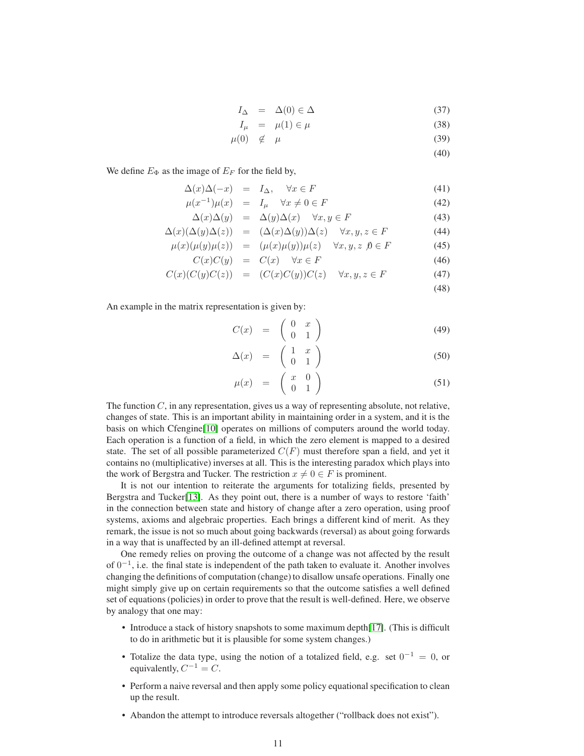$$
\begin{aligned}
I_\Delta &= \Delta(0) \in \Delta && (37)\\
I_\mu &= \mu(1) \in \mu && (38)\\
\mu(0) &\notin \mu && (39)\\
& && (40)
\end{aligned}
$$

We define $E_\Phi$ as the image of $E_F$ for the field by,

$$
\begin{aligned}
\Delta(x)\Delta(-x) &= I_\Delta, \quad \forall x \in F && (41)\\
\mu(x^{-1})\mu(x) &= I_\mu \quad \forall x \neq 0 \in F && (42)\\
\Delta(x)\Delta(y) &= \Delta(y)\Delta(x) \quad \forall x, y \in F && (43)\\
\Delta(x)(\Delta(y)\Delta(z)) &= (\Delta(x)\Delta(y))\Delta(z) \quad \forall x, y, z \in F && (44)\\
\mu(x)(\mu(y)\mu(z)) &= (\mu(x)\mu(y))\mu(z) \quad \forall x, y, z \not 0 \in F && (45)\\
C(x)C(y) &= C(x) \quad \forall x \in F && (46)\\
C(x)(C(y)C(z)) &= (C(x)C(y))C(z) \quad \forall x, y, z \in F && (47)\\
& && (48)
\end{aligned}
$$

An example in the matrix representation is given by:

$$
C(x) = \begin{pmatrix} 0 & x \\ 0 & 1 \end{pmatrix} \quad (49)
$$

$$
\Delta(x) = \begin{pmatrix} 1 & x \\ 0 & 1 \end{pmatrix} \quad (50)
$$

$$
\mu(x) = \begin{pmatrix} x & 0 \\ 0 & 1 \end{pmatrix} \quad (51)
$$

The function $C$, in any representation, gives us a way of representing absolute, not relative, changes of state. This is an important ability in maintaining order in a system, and it is the basis on which Cfengine[10] operates on millions of computers around the world today. Each operation is a function of a field, in which the zero element is mapped to a desired state. The set of all possible parameterized $C(F)$ must therefore span a field, and yet it contains no (multiplicative) inverses at all. This is the interesting paradox which plays into the work of Bergstra and Tucker. The restriction $x \neq 0 \in F$ is prominent.

It is not our intention to reiterate the arguments for totalizing fields, presented by Bergstra and Tucker[13]. As they point out, there is a number of ways to restore 'faith' in the connection between state and history of change after a zero operation, using proof systems, axioms and algebraic properties. Each brings a different kind of merit. As they remark, the issue is not so much about going backwards (reversal) as about going forwards in a way that is unaffected by an ill-defined attempt at reversal.

One remedy relies on proving the outcome of a change was not affected by the result of $0^{-1}$, i.e. the final state is independent of the path taken to evaluate it. Another involves changing the definitions of computation (change) to disallow unsafe operations. Finally one might simply give up on certain requirements so that the outcome satisfies a well defined set of equations (policies) in order to prove that the result is well-defined. Here, we observe by analogy that one may:

- Introduce a stack of history snapshots to some maximum depth[17]. (This is difficult to do in arithmetic but it is plausible for some system changes.)
- Totalize the data type, using the notion of a totalized field, e.g. set $0^{-1} = 0$, or equivalently, $C^{-1} = C$.
- Perform a naive reversal and then apply some policy equational specification to clean up the result.
- Abandon the attempt to introduce reversals altogether ("rollback does not exist").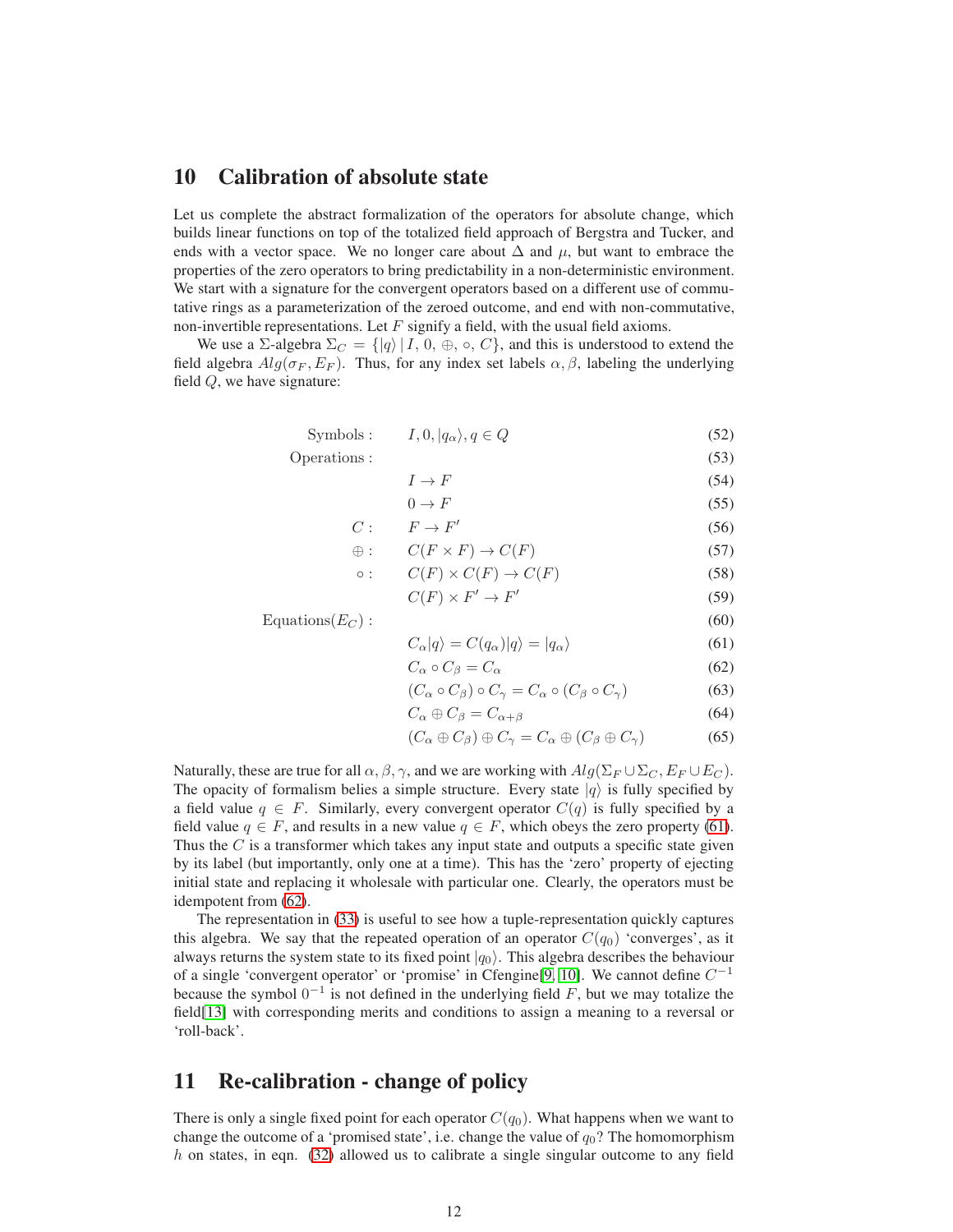## 10 Calibration of absolute state

Let us complete the abstract formalization of the operators for absolute change, which builds linear functions on top of the totalized field approach of Bergstra and Tucker, and ends with a vector space. We no longer care about $\Delta$ and $\mu$, but want to embrace the properties of the zero operators to bring predictability in a non-deterministic environment. We start with a signature for the convergent operators based on a different use of commutative rings as a parameterization of the zeroed outcome, and end with non-commutative, non-invertible representations. Let $F$ signify a field, with the usual field axioms.

We use a $\Sigma$-algebra $\Sigma_C = \{|q\rangle \,|\, I,\, 0,\, \oplus,\, \circ,\, C\}$, and this is understood to extend the field algebra $Alg(\sigma_F, E_F)$. Thus, for any index set labels $\alpha, \beta$, labeling the underlying field $Q$, we have signature:

$$
\begin{aligned}
\text{Symbols :}\quad & I, 0, |q_\alpha\rangle, q \in Q && (52)\\
\text{Operations :}\quad & && (53)\\
& I \to F && (54)\\
& 0 \to F && (55)\\
C :\quad & F \to F' && (56)\\
\oplus :\quad & C(F \times F) \to C(F) && (57)\\
\circ :\quad & C(F) \times C(F) \to C(F) && (58)\\
& C(F) \times F' \to F' && (59)\\
\text{Equations}(E_C) :\quad & && (60)\\
& C_\alpha |q\rangle = C(q_\alpha)|q\rangle = |q_\alpha\rangle && (61)\\
& C_\alpha \circ C_\beta = C_\alpha && (62)\\
& (C_\alpha \circ C_\beta) \circ C_\gamma = C_\alpha \circ (C_\beta \circ C_\gamma) && (63)\\
& C_\alpha \oplus C_\beta = C_{\alpha+\beta} && (64)\\
& (C_\alpha \oplus C_\beta) \oplus C_\gamma = C_\alpha \oplus (C_\beta \oplus C_\gamma) && (65)
\end{aligned}
$$

Naturally, these are true for all $\alpha, \beta, \gamma$, and we are working with $Alg(\Sigma_F \cup \Sigma_C, E_F \cup E_C)$. The opacity of formalism belies a simple structure. Every state $|q\rangle$ is fully specified by a field value $q \in F$. Similarly, every convergent operator $C(q)$ is fully specified by a field value $q \in F$, and results in a new value $q \in F$, which obeys the zero property (61). Thus the $C$ is a transformer which takes any input state and outputs a specific state given by its label (but importantly, only one at a time). This has the 'zero' property of ejecting initial state and replacing it wholesale with particular one. Clearly, the operators must be idempotent from (62).

The representation in (33) is useful to see how a tuple-representation quickly captures this algebra. We say that the repeated operation of an operator $C(q_0)$ 'converges', as it always returns the system state to its fixed point $|q_0\rangle$. This algebra describes the behaviour of a single 'convergent operator' or 'promise' in Cfengine[9, 10]. We cannot define $C^{-1}$ because the symbol $0^{-1}$ is not defined in the underlying field $F$, but we may totalize the field[13] with corresponding merits and conditions to assign a meaning to a reversal or 'roll-back'.

## 11 Re-calibration - change of policy

There is only a single fixed point for each operator $C(q_0)$. What happens when we want to change the outcome of a 'promised state', i.e. change the value of $q_0$? The homomorphism $h$ on states, in eqn. (32) allowed us to calibrate a single singular outcome to any field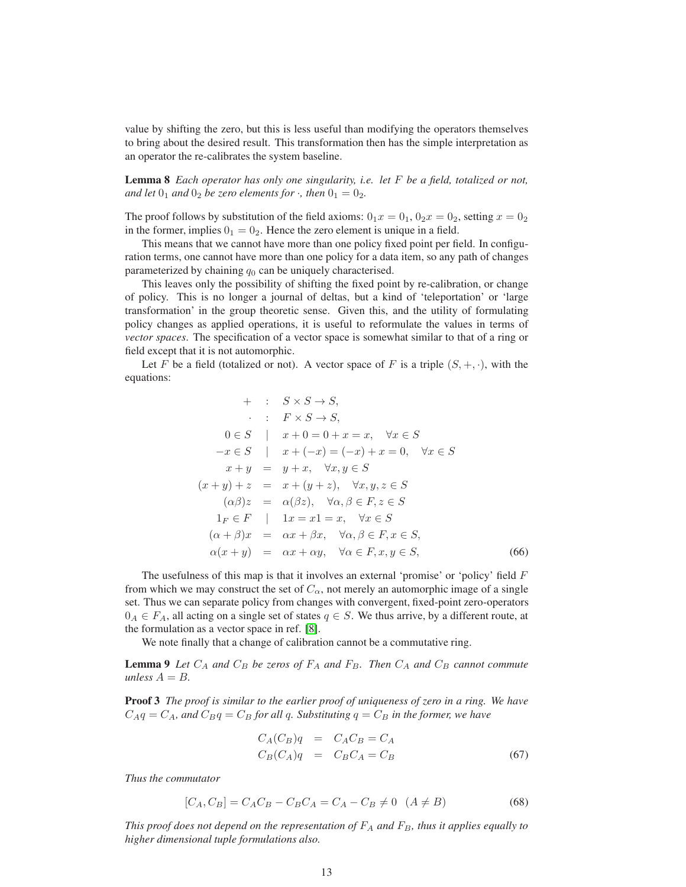value by shifting the zero, but this is less useful than modifying the operators themselves to bring about the desired result. This transformation then has the simple interpretation as an operator the re-calibrates the system baseline.

**Lemma 8** *Each operator has only one singularity, i.e. let $F$ be a field, totalized or not, and let $0_1$ and $0_2$ be zero elements for $\cdot$, then $0_1 = 0_2$.*

The proof follows by substitution of the field axioms: $0_1 x = 0_1$, $0_2 x = 0_2$, setting $x = 0_2$ in the former, implies $0_1 = 0_2$. Hence the zero element is unique in a field.

This means that we cannot have more than one policy fixed point per field. In configuration terms, one cannot have more than one policy for a data item, so any path of changes parameterized by chaining $q_0$ can be uniquely characterised.

This leaves only the possibility of shifting the fixed point by re-calibration, or change of policy. This is no longer a journal of deltas, but a kind of 'teleportation' or 'large transformation' in the group theoretic sense. Given this, and the utility of formulating policy changes as applied operations, it is useful to reformulate the values in terms of *vector spaces*. The specification of a vector space is somewhat similar to that of a ring or field except that it is not automorphic.

Let $F$ be a field (totalized or not). A vector space of $F$ is a triple $(S, +, \cdot)$, with the equations:

$$
\begin{aligned}
+ &\quad : \quad S \times S \to S, \\
\cdot &\quad : \quad F \times S \to S, \\
0 \in S &\quad | \quad x + 0 = 0 + x = x, \quad \forall x \in S \\
-x \in S &\quad | \quad x + (-x) = (-x) + x = 0, \quad \forall x \in S \\
x + y &\quad = \quad y + x, \quad \forall x, y \in S \\
(x + y) + z &\quad = \quad x + (y + z), \quad \forall x, y, z \in S \\
(\alpha\beta)z &\quad = \quad \alpha(\beta z), \quad \forall \alpha, \beta \in F, z \in S \\
1_F \in F &\quad | \quad 1x = x1 = x, \quad \forall x \in S \\
(\alpha + \beta)x &\quad = \quad \alpha x + \beta x, \quad \forall \alpha, \beta \in F, x \in S, \\
\alpha(x + y) &\quad = \quad \alpha x + \alpha y, \quad \forall \alpha \in F, x, y \in S,
\end{aligned}
\tag{66}
$$

The usefulness of this map is that it involves an external 'promise' or 'policy' field $F$ from which we may construct the set of $C_\alpha$, not merely an automorphic image of a single set. Thus we can separate policy from changes with convergent, fixed-point zero-operators $0_A \in F_A$, all acting on a single set of states $q \in S$. We thus arrive, by a different route, at the formulation as a vector space in ref. [8].

We note finally that a change of calibration cannot be a commutative ring.

**Lemma 9** *Let $C_A$ and $C_B$ be zeros of $F_A$ and $F_B$. Then $C_A$ and $C_B$ cannot commute unless $A = B$.*

**Proof 3** *The proof is similar to the earlier proof of uniqueness of zero in a ring. We have $C_A q = C_A$, and $C_B q = C_B$ for all $q$. Substituting $q = C_B$ in the former, we have*

$$
\begin{aligned}
C_A(C_B)q &= C_A C_B = C_A \\
C_B(C_A)q &= C_B C_A = C_B
\end{aligned}
\tag{67}
$$

*Thus the commutator*

$$
[C_A, C_B] = C_A C_B - C_B C_A = C_A - C_B \neq 0 \quad (A \neq B)
\tag{68}
$$

*This proof does not depend on the representation of $F_A$ and $F_B$, thus it applies equally to higher dimensional tuple formulations also.*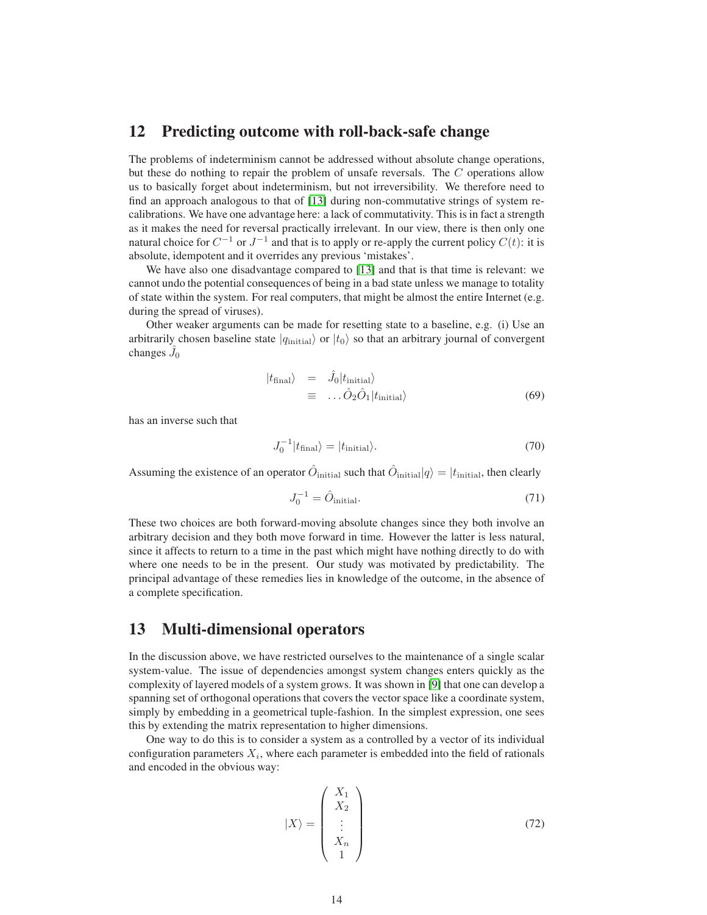## 12 Predicting outcome with roll-back-safe change

The problems of indeterminism cannot be addressed without absolute change operations, but these do nothing to repair the problem of unsafe reversals. The $C$ operations allow us to basically forget about indeterminism, but not irreversibility. We therefore need to find an approach analogous to that of [13] during non-commutative strings of system re-calibrations. We have one advantage here: a lack of commutativity. This is in fact a strength as it makes the need for reversal practically irrelevant. In our view, there is then only one natural choice for $C^{-1}$ or $J^{-1}$ and that is to apply or re-apply the current policy $C(t)$: it is absolute, idempotent and it overrides any previous 'mistakes'.

We have also one disadvantage compared to [13] and that is that time is relevant: we cannot undo the potential consequences of being in a bad state unless we manage to totality of state within the system. For real computers, that might be almost the entire Internet (e.g. during the spread of viruses).

Other weaker arguments can be made for resetting state to a baseline, e.g. (i) Use an arbitrarily chosen baseline state $|q_{\rm initial}\rangle$ or $|t_0\rangle$ so that an arbitrary journal of convergent changes $\hat{J}_0$

$$
\begin{aligned}
|t_{\rm final}\rangle &= \hat{J}_0 |t_{\rm initial}\rangle \\
&\equiv \ldots \hat{O}_2 \hat{O}_1 |t_{\rm initial}\rangle
\end{aligned}
\tag{69}
$$

has an inverse such that

$$
J_0^{-1}|t_{\rm final}\rangle = |t_{\rm initial}\rangle. \tag{70}
$$

Assuming the existence of an operator $\hat{O}_{\rm initial}$ such that $\hat{O}_{\rm initial}|q\rangle = |t_{\rm initial}$, then clearly

$$
J_0^{-1} = \hat{O}_{\rm initial}. \tag{71}
$$

These two choices are both forward-moving absolute changes since they both involve an arbitrary decision and they both move forward in time. However the latter is less natural, since it affects to return to a time in the past which might have nothing directly to do with where one needs to be in the present. Our study was motivated by predictability. The principal advantage of these remedies lies in knowledge of the outcome, in the absence of a complete specification.

## 13 Multi-dimensional operators

In the discussion above, we have restricted ourselves to the maintenance of a single scalar system-value. The issue of dependencies amongst system changes enters quickly as the complexity of layered models of a system grows. It was shown in [9] that one can develop a spanning set of orthogonal operations that covers the vector space like a coordinate system, simply by embedding in a geometrical tuple-fashion. In the simplest expression, one sees this by extending the matrix representation to higher dimensions.

One way to do this is to consider a system as a controlled by a vector of its individual configuration parameters $X_i$, where each parameter is embedded into the field of rationals and encoded in the obvious way:

$$
|X\rangle = \begin{pmatrix} X_1 \\ X_2 \\ \vdots \\ X_n \\ 1 \end{pmatrix} \tag{72}
$$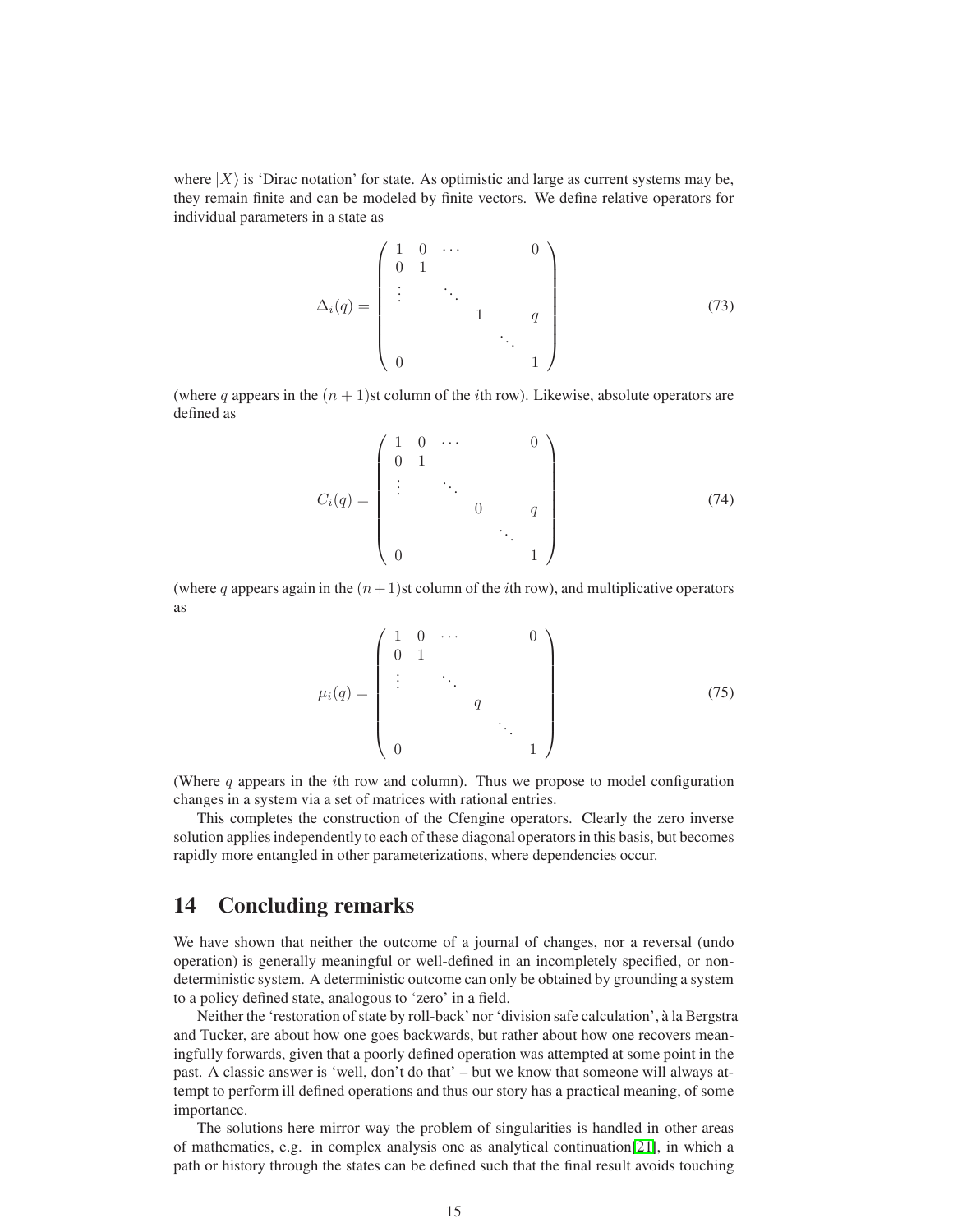where $|X\rangle$ is 'Dirac notation' for state. As optimistic and large as current systems may be, they remain finite and can be modeled by finite vectors. We define relative operators for individual parameters in a state as

$$
\Delta_i(q) = \begin{pmatrix} 1 & 0 & \cdots & & & 0 \\ 0 & 1 & & & & \\ \vdots & & \ddots & & & \\ & & & 1 & & q \\ & & & & \ddots & \\ 0 & & & & & 1 \end{pmatrix} \tag{73}
$$

(where $q$ appears in the $(n+1)$st column of the $i$th row). Likewise, absolute operators are defined as

$$
C_i(q) = \begin{pmatrix} 1 & 0 & \cdots & & & 0 \\ 0 & 1 & & & & \\ \vdots & & \ddots & & & \\ & & & 0 & & q \\ & & & & \ddots & \\ 0 & & & & & 1 \end{pmatrix} \tag{74}
$$

(where $q$ appears again in the $(n+1)$st column of the $i$th row), and multiplicative operators as

$$
\mu_i(q) = \begin{pmatrix} 1 & 0 & \cdots & & & 0 \\ 0 & 1 & & & & \\ \vdots & & \ddots & & & \\ & & & q & & \\ & & & & \ddots & \\ 0 & & & & & 1 \end{pmatrix} \tag{75}
$$

(Where $q$ appears in the $i$th row and column). Thus we propose to model configuration changes in a system via a set of matrices with rational entries.

This completes the construction of the Cfengine operators. Clearly the zero inverse solution applies independently to each of these diagonal operators in this basis, but becomes rapidly more entangled in other parameterizations, where dependencies occur.

# 14 Concluding remarks

We have shown that neither the outcome of a journal of changes, nor a reversal (undo operation) is generally meaningful or well-defined in an incompletely specified, or non-deterministic system. A deterministic outcome can only be obtained by grounding a system to a policy defined state, analogous to 'zero' in a field.

Neither the 'restoration of state by roll-back' nor 'division safe calculation', à la Bergstra and Tucker, are about how one goes backwards, but rather about how one recovers meaningfully forwards, given that a poorly defined operation was attempted at some point in the past. A classic answer is 'well, don't do that' – but we know that someone will always attempt to perform ill defined operations and thus our story has a practical meaning, of some importance.

The solutions here mirror way the problem of singularities is handled in other areas of mathematics, e.g. in complex analysis one as analytical continuation[21], in which a path or history through the states can be defined such that the final result avoids touching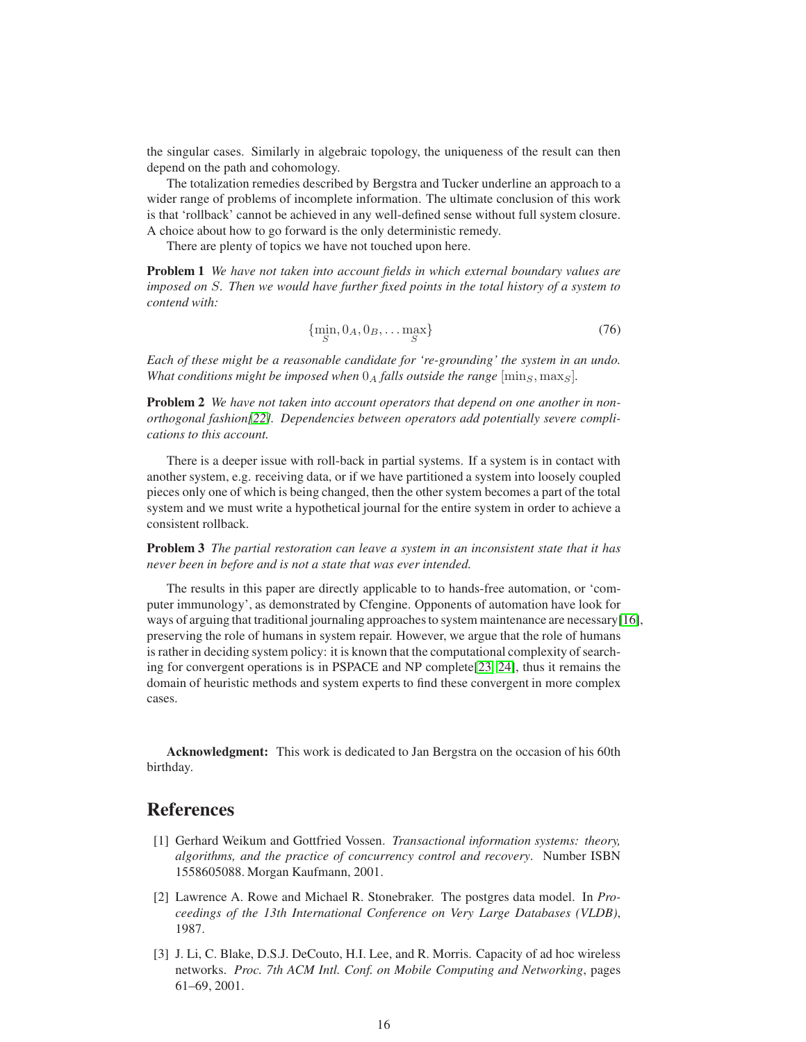the singular cases. Similarly in algebraic topology, the uniqueness of the result can then depend on the path and cohomology.

The totalization remedies described by Bergstra and Tucker underline an approach to a wider range of problems of incomplete information. The ultimate conclusion of this work is that 'rollback' cannot be achieved in any well-defined sense without full system closure. A choice about how to go forward is the only deterministic remedy.

There are plenty of topics we have not touched upon here.

**Problem 1** *We have not taken into account fields in which external boundary values are imposed on $S$. Then we would have further fixed points in the total history of a system to contend with:*

$$\{\min_S, 0_A, 0_B, \ldots \max_S\} \tag{76}$$

*Each of these might be a reasonable candidate for 're-grounding' the system in an undo. What conditions might be imposed when $0_A$ falls outside the range $[\min_S, \max_S]$.*

**Problem 2** *We have not taken into account operators that depend on one another in non-orthogonal fashion[22]. Dependencies between operators add potentially severe complications to this account.*

There is a deeper issue with roll-back in partial systems. If a system is in contact with another system, e.g. receiving data, or if we have partitioned a system into loosely coupled pieces only one of which is being changed, then the other system becomes a part of the total system and we must write a hypothetical journal for the entire system in order to achieve a consistent rollback.

**Problem 3** *The partial restoration can leave a system in an inconsistent state that it has never been in before and is not a state that was ever intended.*

The results in this paper are directly applicable to to hands-free automation, or 'computer immunology', as demonstrated by Cfengine. Opponents of automation have look for ways of arguing that traditional journaling approaches to system maintenance are necessary[16], preserving the role of humans in system repair. However, we argue that the role of humans is rather in deciding system policy: it is known that the computational complexity of searching for convergent operations is in PSPACE and NP complete[23, 24], thus it remains the domain of heuristic methods and system experts to find these convergent in more complex cases.

**Acknowledgment:** This work is dedicated to Jan Bergstra on the occasion of his 60th birthday.

# References

[1] Gerhard Weikum and Gottfried Vossen. *Transactional information systems: theory, algorithms, and the practice of concurrency control and recovery*. Number ISBN 1558605088. Morgan Kaufmann, 2001.

[2] Lawrence A. Rowe and Michael R. Stonebraker. The postgres data model. In *Proceedings of the 13th International Conference on Very Large Databases (VLDB)*, 1987.

[3] J. Li, C. Blake, D.S.J. DeCouto, H.I. Lee, and R. Morris. Capacity of ad hoc wireless networks. *Proc. 7th ACM Intl. Conf. on Mobile Computing and Networking*, pages 61–69, 2001.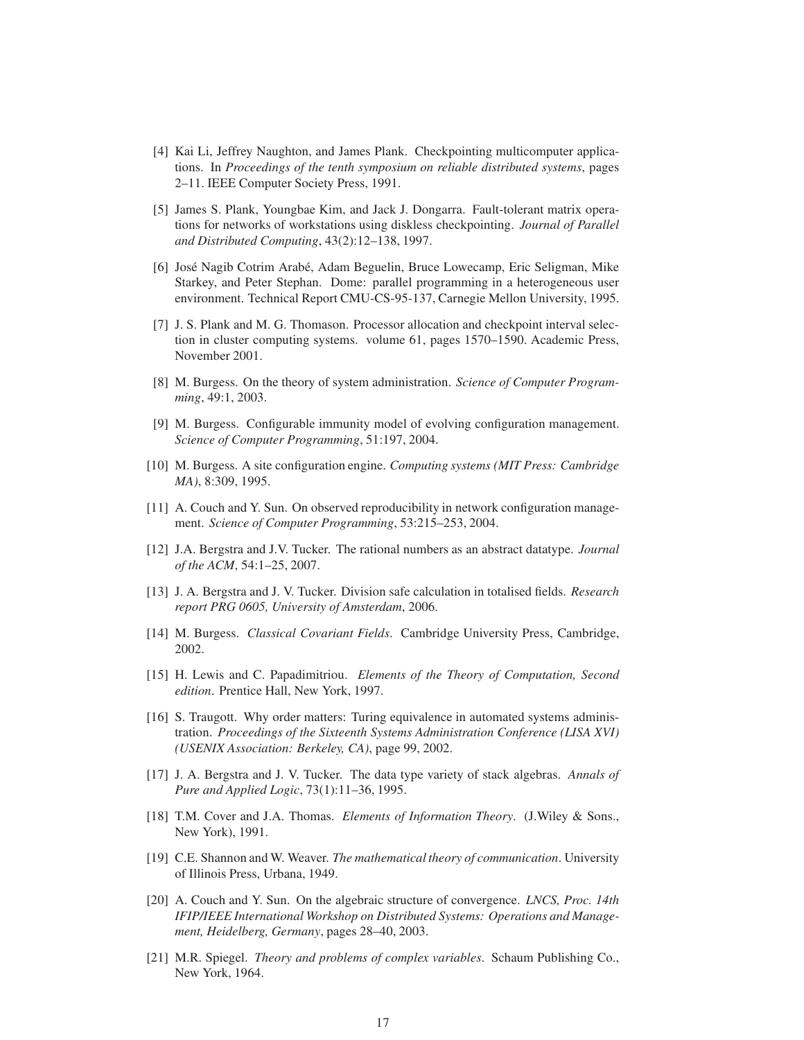[4] Kai Li, Jeffrey Naughton, and James Plank. Checkpointing multicomputer applications. In *Proceedings of the tenth symposium on reliable distributed systems*, pages 2–11. IEEE Computer Society Press, 1991.

[5] James S. Plank, Youngbae Kim, and Jack J. Dongarra. Fault-tolerant matrix operations for networks of workstations using diskless checkpointing. *Journal of Parallel and Distributed Computing*, 43(2):12–138, 1997.

[6] José Nagib Cotrim Arabé, Adam Beguelin, Bruce Lowecamp, Eric Seligman, Mike Starkey, and Peter Stephan. Dome: parallel programming in a heterogeneous user environment. Technical Report CMU-CS-95-137, Carnegie Mellon University, 1995.

[7] J. S. Plank and M. G. Thomason. Processor allocation and checkpoint interval selection in cluster computing systems. volume 61, pages 1570–1590. Academic Press, November 2001.

[8] M. Burgess. On the theory of system administration. *Science of Computer Programming*, 49:1, 2003.

[9] M. Burgess. Configurable immunity model of evolving configuration management. *Science of Computer Programming*, 51:197, 2004.

[10] M. Burgess. A site configuration engine. *Computing systems (MIT Press: Cambridge MA)*, 8:309, 1995.

[11] A. Couch and Y. Sun. On observed reproducibility in network configuration management. *Science of Computer Programming*, 53:215–253, 2004.

[12] J.A. Bergstra and J.V. Tucker. The rational numbers as an abstract datatype. *Journal of the ACM*, 54:1–25, 2007.

[13] J. A. Bergstra and J. V. Tucker. Division safe calculation in totalised fields. *Research report PRG 0605, University of Amsterdam*, 2006.

[14] M. Burgess. *Classical Covariant Fields*. Cambridge University Press, Cambridge, 2002.

[15] H. Lewis and C. Papadimitriou. *Elements of the Theory of Computation, Second edition*. Prentice Hall, New York, 1997.

[16] S. Traugott. Why order matters: Turing equivalence in automated systems administration. *Proceedings of the Sixteenth Systems Administration Conference (LISA XVI) (USENIX Association: Berkeley, CA)*, page 99, 2002.

[17] J. A. Bergstra and J. V. Tucker. The data type variety of stack algebras. *Annals of Pure and Applied Logic*, 73(1):11–36, 1995.

[18] T.M. Cover and J.A. Thomas. *Elements of Information Theory*. (J.Wiley & Sons., New York), 1991.

[19] C.E. Shannon and W. Weaver. *The mathematical theory of communication*. University of Illinois Press, Urbana, 1949.

[20] A. Couch and Y. Sun. On the algebraic structure of convergence. *LNCS, Proc. 14th IFIP/IEEE International Workshop on Distributed Systems: Operations and Management, Heidelberg, Germany*, pages 28–40, 2003.

[21] M.R. Spiegel. *Theory and problems of complex variables*. Schaum Publishing Co., New York, 1964.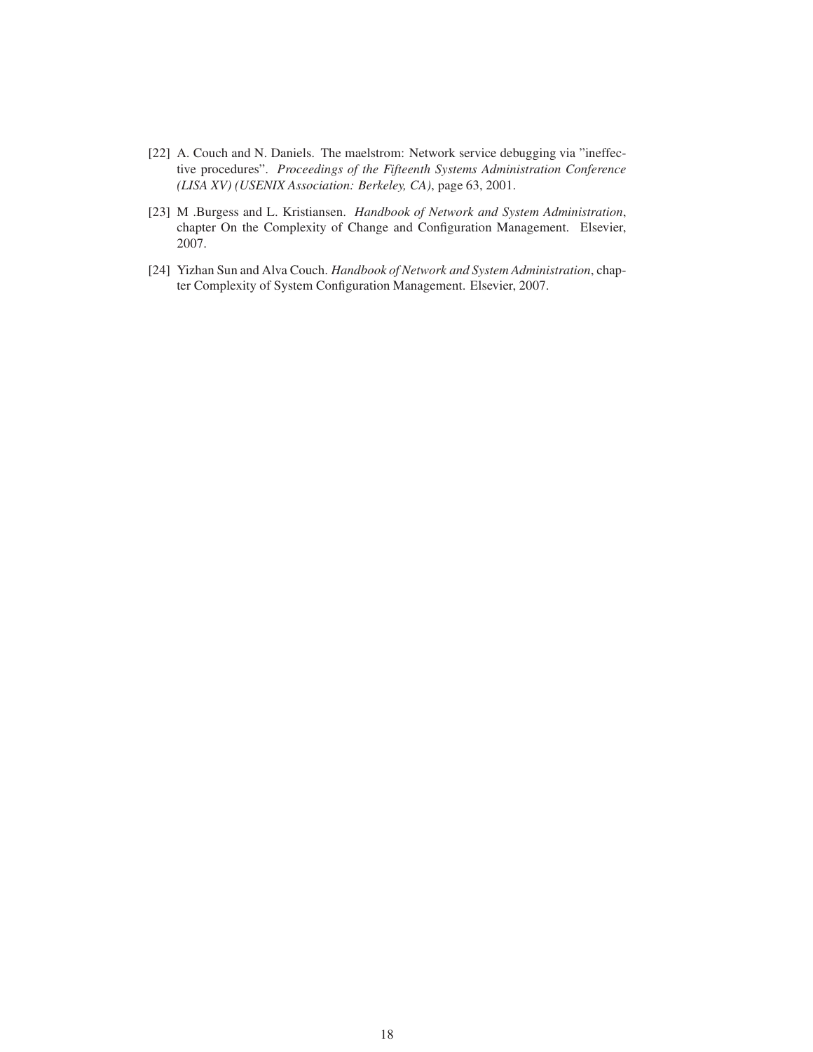[22] A. Couch and N. Daniels. The maelstrom: Network service debugging via "ineffective procedures". *Proceedings of the Fifteenth Systems Administration Conference (LISA XV) (USENIX Association: Berkeley, CA)*, page 63, 2001.

[23] M .Burgess and L. Kristiansen. *Handbook of Network and System Administration*, chapter On the Complexity of Change and Configuration Management. Elsevier, 2007.

[24] Yizhan Sun and Alva Couch. *Handbook of Network and System Administration*, chapter Complexity of System Configuration Management. Elsevier, 2007.